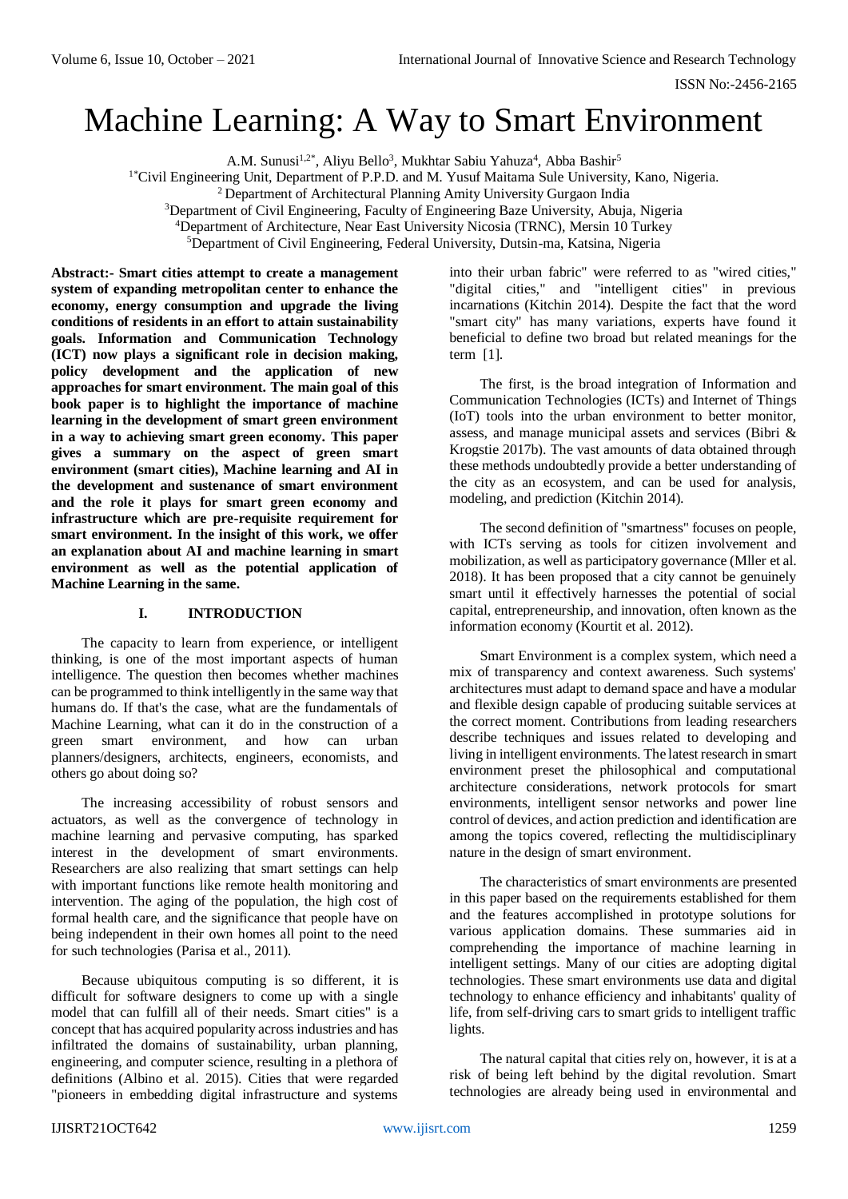# Machine Learning: A Way to Smart Environment

A.M. Sunusi[1,2*], Aliyu Bello[3], Mukhtar Sabiu Yahuza[4], Abba Bashir[5]

[1*]Civil Engineering Unit, Department of P.P.D. and M. Yusuf Maitama Sule University, Kano, Nigeria.

[2] Department of Architectural Planning Amity University Gurgaon India

[3]Department of Civil Engineering, Faculty of Engineering Baze University, Abuja, Nigeria

[4]Department of Architecture, Near East University Nicosia (TRNC), Mersin 10 Turkey

[5]Department of Civil Engineering, Federal University, Dutsin-ma, Katsina, Nigeria

**Abstract:- Smart cities attempt to create a management system of expanding metropolitan center to enhance the economy, energy consumption and upgrade the living conditions of residents in an effort to attain sustainability goals. Information and Communication Technology (ICT) now plays a significant role in decision making, policy development and the application of new approaches for smart environment. The main goal of this book paper is to highlight the importance of machine learning in the development of smart green environment in a way to achieving smart green economy. This paper gives a summary on the aspect of green smart environment (smart cities), Machine learning and AI in the development and sustenance of smart environment and the role it plays for smart green economy and infrastructure which are pre-requisite requirement for smart environment. In the insight of this work, we offer an explanation about AI and machine learning in smart environment as well as the potential application of Machine Learning in the same.**

## I. INTRODUCTION

The capacity to learn from experience, or intelligent thinking, is one of the most important aspects of human intelligence. The question then becomes whether machines can be programmed to think intelligently in the same way that humans do. If that's the case, what are the fundamentals of Machine Learning, what can it do in the construction of a green smart environment, and how can urban planners/designers, architects, engineers, economists, and others go about doing so?

The increasing accessibility of robust sensors and actuators, as well as the convergence of technology in machine learning and pervasive computing, has sparked interest in the development of smart environments. Researchers are also realizing that smart settings can help with important functions like remote health monitoring and intervention. The aging of the population, the high cost of formal health care, and the significance that people have on being independent in their own homes all point to the need for such technologies (Parisa et al., 2011).

Because ubiquitous computing is so different, it is difficult for software designers to come up with a single model that can fulfill all of their needs. Smart cities" is a concept that has acquired popularity across industries and has infiltrated the domains of sustainability, urban planning, engineering, and computer science, resulting in a plethora of definitions (Albino et al. 2015). Cities that were regarded "pioneers in embedding digital infrastructure and systems into their urban fabric" were referred to as "wired cities," "digital cities," and "intelligent cities" in previous incarnations (Kitchin 2014). Despite the fact that the word "smart city" has many variations, experts have found it beneficial to define two broad but related meanings for the term [1].

The first, is the broad integration of Information and Communication Technologies (ICTs) and Internet of Things (IoT) tools into the urban environment to better monitor, assess, and manage municipal assets and services (Bibri & Krogstie 2017b). The vast amounts of data obtained through these methods undoubtedly provide a better understanding of the city as an ecosystem, and can be used for analysis, modeling, and prediction (Kitchin 2014).

The second definition of "smartness" focuses on people, with ICTs serving as tools for citizen involvement and mobilization, as well as participatory governance (Mller et al. 2018). It has been proposed that a city cannot be genuinely smart until it effectively harnesses the potential of social capital, entrepreneurship, and innovation, often known as the information economy (Kourtit et al. 2012).

Smart Environment is a complex system, which need a mix of transparency and context awareness. Such systems' architectures must adapt to demand space and have a modular and flexible design capable of producing suitable services at the correct moment. Contributions from leading researchers describe techniques and issues related to developing and living in intelligent environments. The latest research in smart environment preset the philosophical and computational architecture considerations, network protocols for smart environments, intelligent sensor networks and power line control of devices, and action prediction and identification are among the topics covered, reflecting the multidisciplinary nature in the design of smart environment.

The characteristics of smart environments are presented in this paper based on the requirements established for them and the features accomplished in prototype solutions for various application domains. These summaries aid in comprehending the importance of machine learning in intelligent settings. Many of our cities are adopting digital technologies. These smart environments use data and digital technology to enhance efficiency and inhabitants' quality of life, from self-driving cars to smart grids to intelligent traffic lights.

The natural capital that cities rely on, however, it is at a risk of being left behind by the digital revolution. Smart technologies are already being used in environmental and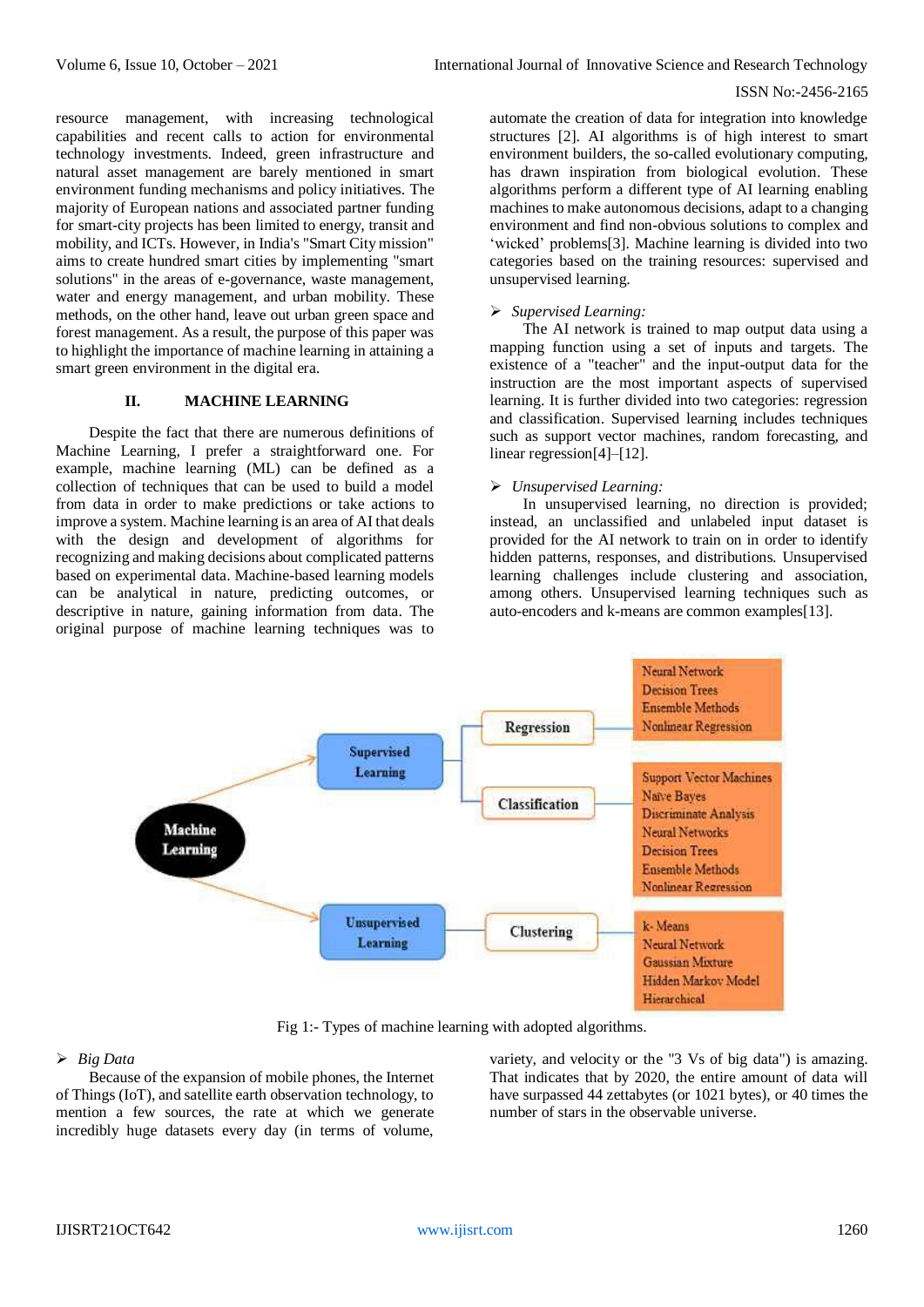resource management, with increasing technological capabilities and recent calls to action for environmental technology investments. Indeed, green infrastructure and natural asset management are barely mentioned in smart environment funding mechanisms and policy initiatives. The majority of European nations and associated partner funding for smart-city projects has been limited to energy, transit and mobility, and ICTs. However, in India's "Smart City mission" aims to create hundred smart cities by implementing "smart solutions" in the areas of e-governance, waste management, water and energy management, and urban mobility. These methods, on the other hand, leave out urban green space and forest management. As a result, the purpose of this paper was to highlight the importance of machine learning in attaining a smart green environment in the digital era.

## II. MACHINE LEARNING

Despite the fact that there are numerous definitions of Machine Learning, I prefer a straightforward one. For example, machine learning (ML) can be defined as a collection of techniques that can be used to build a model from data in order to make predictions or take actions to improve a system. Machine learning is an area of AI that deals with the design and development of algorithms for recognizing and making decisions about complicated patterns based on experimental data. Machine-based learning models can be analytical in nature, predicting outcomes, or descriptive in nature, gaining information from data. The original purpose of machine learning techniques was to automate the creation of data for integration into knowledge structures [2]. AI algorithms is of high interest to smart environment builders, the so-called evolutionary computing, has drawn inspiration from biological evolution. These algorithms perform a different type of AI learning enabling machines to make autonomous decisions, adapt to a changing environment and find non-obvious solutions to complex and 'wicked' problems[3]. Machine learning is divided into two categories based on the training resources: supervised and unsupervised learning.

- *Supervised Learning:*

The AI network is trained to map output data using a mapping function using a set of inputs and targets. The existence of a "teacher" and the input-output data for the instruction are the most important aspects of supervised learning. It is further divided into two categories: regression and classification. Supervised learning includes techniques such as support vector machines, random forecasting, and linear regression[4]–[12].

- *Unsupervised Learning:*

In unsupervised learning, no direction is provided; instead, an unclassified and unlabeled input dataset is provided for the AI network to train on in order to identify hidden patterns, responses, and distributions. Unsupervised learning challenges include clustering and association, among others. Unsupervised learning techniques such as auto-encoders and k-means are common examples[13].

Fig 1:- Types of machine learning with adopted algorithms.

- *Big Data*

Because of the expansion of mobile phones, the Internet of Things (IoT), and satellite earth observation technology, to mention a few sources, the rate at which we generate incredibly huge datasets every day (in terms of volume, variety, and velocity or the "3 Vs of big data") is amazing. That indicates that by 2020, the entire amount of data will have surpassed 44 zettabytes (or 1021 bytes), or 40 times the number of stars in the observable universe.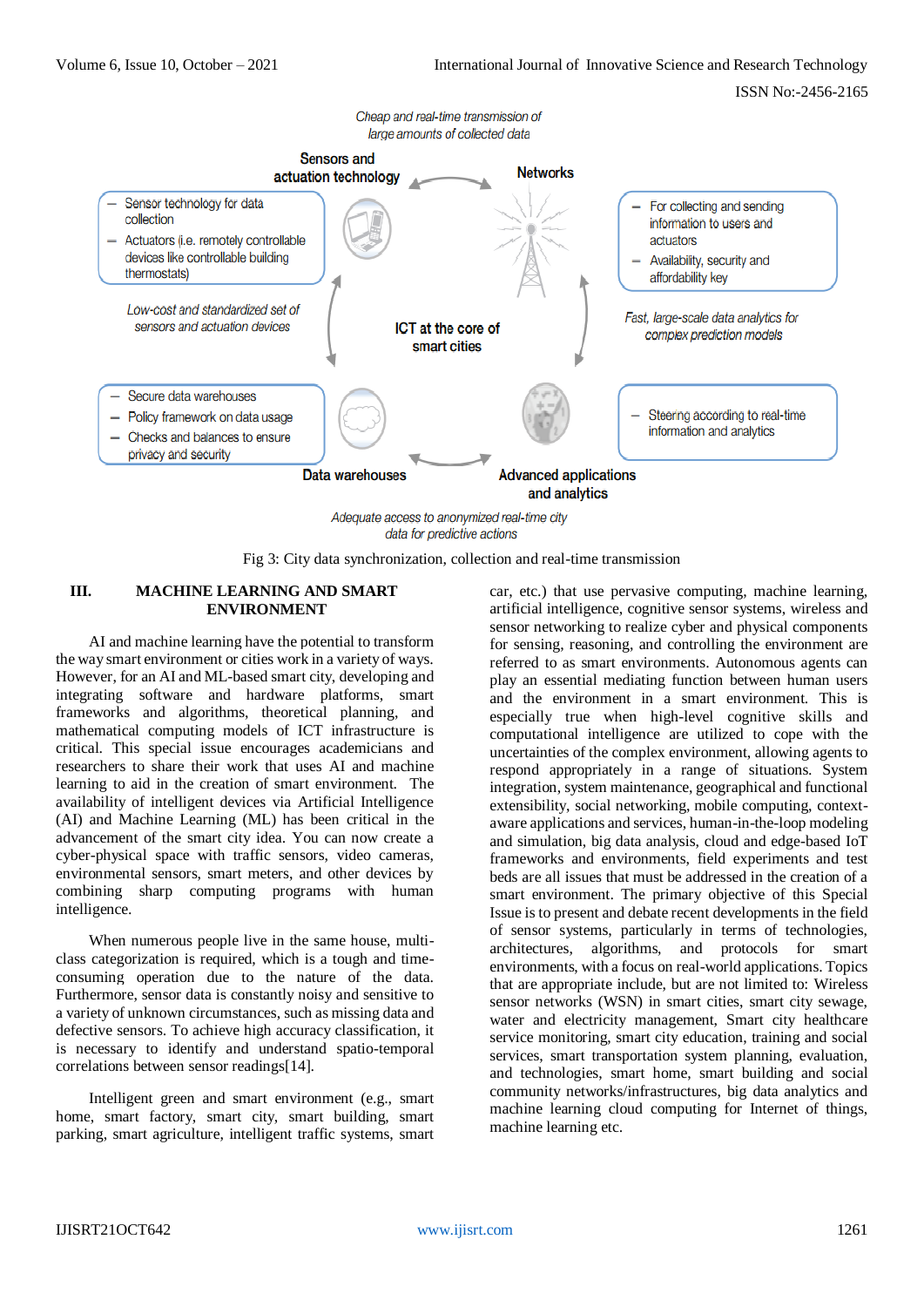Fig 3: City data synchronization, collection and real-time transmission

## III. MACHINE LEARNING AND SMART ENVIRONMENT

AI and machine learning have the potential to transform the way smart environment or cities work in a variety of ways. However, for an AI and ML-based smart city, developing and integrating software and hardware platforms, smart frameworks and algorithms, theoretical planning, and mathematical computing models of ICT infrastructure is critical. This special issue encourages academicians and researchers to share their work that uses AI and machine learning to aid in the creation of smart environment. The availability of intelligent devices via Artificial Intelligence (AI) and Machine Learning (ML) has been critical in the advancement of the smart city idea. You can now create a cyber-physical space with traffic sensors, video cameras, environmental sensors, smart meters, and other devices by combining sharp computing programs with human intelligence.

When numerous people live in the same house, multi-class categorization is required, which is a tough and time-consuming operation due to the nature of the data. Furthermore, sensor data is constantly noisy and sensitive to a variety of unknown circumstances, such as missing data and defective sensors. To achieve high accuracy classification, it is necessary to identify and understand spatio-temporal correlations between sensor readings[14].

Intelligent green and smart environment (e.g., smart home, smart factory, smart city, smart building, smart parking, smart agriculture, intelligent traffic systems, smart car, etc.) that use pervasive computing, machine learning, artificial intelligence, cognitive sensor systems, wireless and sensor networking to realize cyber and physical components for sensing, reasoning, and controlling the environment are referred to as smart environments. Autonomous agents can play an essential mediating function between human users and the environment in a smart environment. This is especially true when high-level cognitive skills and computational intelligence are utilized to cope with the uncertainties of the complex environment, allowing agents to respond appropriately in a range of situations. System integration, system maintenance, geographical and functional extensibility, social networking, mobile computing, context-aware applications and services, human-in-the-loop modeling and simulation, big data analysis, cloud and edge-based IoT frameworks and environments, field experiments and test beds are all issues that must be addressed in the creation of a smart environment. The primary objective of this Special Issue is to present and debate recent developments in the field of sensor systems, particularly in terms of technologies, architectures, algorithms, and protocols for smart environments, with a focus on real-world applications. Topics that are appropriate include, but are not limited to: Wireless sensor networks (WSN) in smart cities, smart city sewage, water and electricity management, Smart city healthcare service monitoring, smart city education, training and social services, smart transportation system planning, evaluation, and technologies, smart home, smart building and social community networks/infrastructures, big data analytics and machine learning cloud computing for Internet of things, machine learning etc.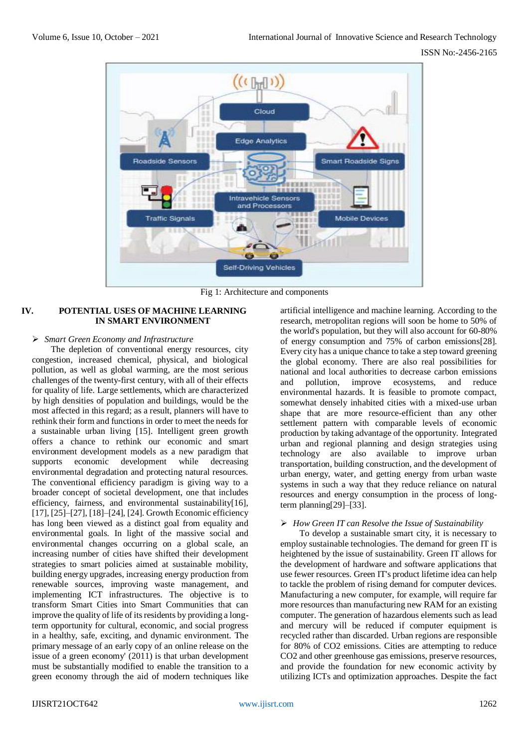Fig 1: Architecture and components

## IV. POTENTIAL USES OF MACHINE LEARNING IN SMART ENVIRONMENT

➢ *Smart Green Economy and Infrastructure*

The depletion of conventional energy resources, city congestion, increased chemical, physical, and biological pollution, as well as global warming, are the most serious challenges of the twenty-first century, with all of their effects for quality of life. Large settlements, which are characterized by high densities of population and buildings, would be the most affected in this regard; as a result, planners will have to rethink their form and functions in order to meet the needs for a sustainable urban living [15]. Intelligent green growth offers a chance to rethink our economic and smart environment development models as a new paradigm that supports economic development while decreasing environmental degradation and protecting natural resources. The conventional efficiency paradigm is giving way to a broader concept of societal development, one that includes efficiency, fairness, and environmental sustainability[16], [17], [25]–[27], [18]–[24], [24]. Growth Economic efficiency has long been viewed as a distinct goal from equality and environmental goals. In light of the massive social and environmental changes occurring on a global scale, an increasing number of cities have shifted their development strategies to smart policies aimed at sustainable mobility, building energy upgrades, increasing energy production from renewable sources, improving waste management, and implementing ICT infrastructures. The objective is to transform Smart Cities into Smart Communities that can improve the quality of life of its residents by providing a long-term opportunity for cultural, economic, and social progress in a healthy, safe, exciting, and dynamic environment. The primary message of an early copy of an online release on the issue of a green economy' (2011) is that urban development must be substantially modified to enable the transition to a green economy through the aid of modern techniques like artificial intelligence and machine learning. According to the research, metropolitan regions will soon be home to 50% of the world's population, but they will also account for 60-80% of energy consumption and 75% of carbon emissions[28]. Every city has a unique chance to take a step toward greening the global economy. There are also real possibilities for national and local authorities to decrease carbon emissions and pollution, improve ecosystems, and reduce environmental hazards. It is feasible to promote compact, somewhat densely inhabited cities with a mixed-use urban shape that are more resource-efficient than any other settlement pattern with comparable levels of economic production by taking advantage of the opportunity. Integrated urban and regional planning and design strategies using technology are also available to improve urban transportation, building construction, and the development of urban energy, water, and getting energy from urban waste systems in such a way that they reduce reliance on natural resources and energy consumption in the process of long-term planning[29]–[33].

➢ *How Green IT can Resolve the Issue of Sustainability*

To develop a sustainable smart city, it is necessary to employ sustainable technologies. The demand for green IT is heightened by the issue of sustainability. Green IT allows for the development of hardware and software applications that use fewer resources. Green IT's product lifetime idea can help to tackle the problem of rising demand for computer devices. Manufacturing a new computer, for example, will require far more resources than manufacturing new RAM for an existing computer. The generation of hazardous elements such as lead and mercury will be reduced if computer equipment is recycled rather than discarded. Urban regions are responsible for 80% of $CO_2$ emissions. Cities are attempting to reduce $CO_2$ and other greenhouse gas emissions, preserve resources, and provide the foundation for new economic activity by utilizing ICTs and optimization approaches. Despite the fact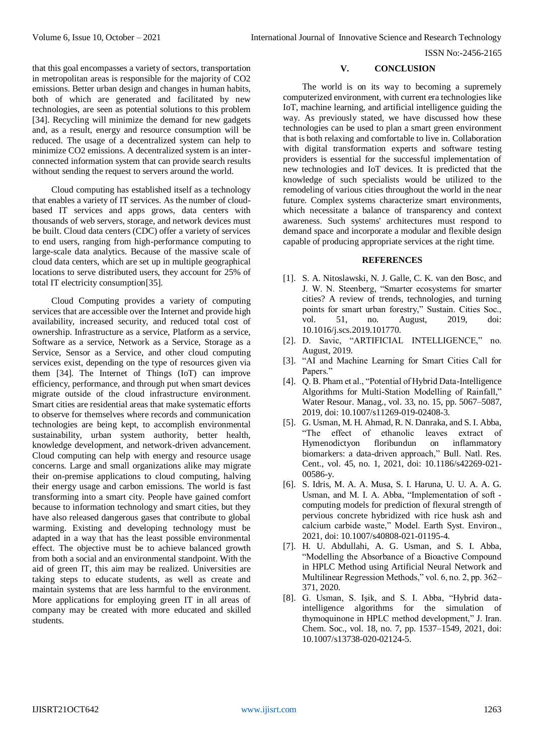that this goal encompasses a variety of sectors, transportation in metropolitan areas is responsible for the majority of $CO_2$ emissions. Better urban design and changes in human habits, both of which are generated and facilitated by new technologies, are seen as potential solutions to this problem [34]. Recycling will minimize the demand for new gadgets and, as a result, energy and resource consumption will be reduced. The usage of a decentralized system can help to minimize $CO_2$ emissions. A decentralized system is an inter-connected information system that can provide search results without sending the request to servers around the world.

Cloud computing has established itself as a technology that enables a variety of IT services. As the number of cloud-based IT services and apps grows, data centers with thousands of web servers, storage, and network devices must be built. Cloud data centers (CDC) offer a variety of services to end users, ranging from high-performance computing to large-scale data analytics. Because of the massive scale of cloud data centers, which are set up in multiple geographical locations to serve distributed users, they account for 25% of total IT electricity consumption[35].

Cloud Computing provides a variety of computing services that are accessible over the Internet and provide high availability, increased security, and reduced total cost of ownership. Infrastructure as a service, Platform as a service, Software as a service, Network as a Service, Storage as a Service, Sensor as a Service, and other cloud computing services exist, depending on the type of resources given via them [34]. The Internet of Things (IoT) can improve efficiency, performance, and through put when smart devices migrate outside of the cloud infrastructure environment. Smart cities are residential areas that make systematic efforts to observe for themselves where records and communication technologies are being kept, to accomplish environmental sustainability, urban system authority, better health, knowledge development, and network-driven advancement. Cloud computing can help with energy and resource usage concerns. Large and small organizations alike may migrate their on-premise applications to cloud computing, halving their energy usage and carbon emissions. The world is fast transforming into a smart city. People have gained comfort because to information technology and smart cities, but they have also released dangerous gases that contribute to global warming. Existing and developing technology must be adapted in a way that has the least possible environmental effect. The objective must be to achieve balanced growth from both a social and an environmental standpoint. With the aid of green IT, this aim may be realized. Universities are taking steps to educate students, as well as create and maintain systems that are less harmful to the environment. More applications for employing green IT in all areas of company may be created with more educated and skilled students.

## V. CONCLUSION

The world is on its way to becoming a supremely computerized environment, with current era technologies like IoT, machine learning, and artificial intelligence guiding the way. As previously stated, we have discussed how these technologies can be used to plan a smart green environment that is both relaxing and comfortable to live in. Collaboration with digital transformation experts and software testing providers is essential for the successful implementation of new technologies and IoT devices. It is predicted that the knowledge of such specialists would be utilized to the remodeling of various cities throughout the world in the near future. Complex systems characterize smart environments, which necessitate a balance of transparency and context awareness. Such systems' architectures must respond to demand space and incorporate a modular and flexible design capable of producing appropriate services at the right time.

## REFERENCES

[1]. S. A. Nitoslawski, N. J. Galle, C. K. van den Bosc, and J. W. N. Steenberg, "Smarter ecosystems for smarter cities? A review of trends, technologies, and turning points for smart urban forestry," Sustain. Cities Soc., vol. 51, no. August, 2019, doi: 10.1016/j.scs.2019.101770.

[2]. D. Savic, "ARTIFICIAL INTELLIGENCE," no. August, 2019.

[3]. "AI and Machine Learning for Smart Cities Call for Papers."

[4]. Q. B. Pham et al., "Potential of Hybrid Data-Intelligence Algorithms for Multi-Station Modelling of Rainfall," Water Resour. Manag., vol. 33, no. 15, pp. 5067–5087, 2019, doi: 10.1007/s11269-019-02408-3.

[5]. G. Usman, M. H. Ahmad, R. N. Danraka, and S. I. Abba, "The effect of ethanolic leaves extract of Hymenodictyon floribundun on inflammatory biomarkers: a data-driven approach," Bull. Natl. Res. Cent., vol. 45, no. 1, 2021, doi: 10.1186/s42269-021-00586-y.

[6]. S. Idris, M. A. A. Musa, S. I. Haruna, U. U. A. A. G. Usman, and M. I. A. Abba, "Implementation of soft - computing models for prediction of flexural strength of pervious concrete hybridized with rice husk ash and calcium carbide waste," Model. Earth Syst. Environ., 2021, doi: 10.1007/s40808-021-01195-4.

[7]. H. U. Abdullahi, A. G. Usman, and S. I. Abba, "Modelling the Absorbance of a Bioactive Compound in HPLC Method using Artificial Neural Network and Multilinear Regression Methods," vol. 6, no. 2, pp. 362–371, 2020.

[8]. G. Usman, S. Işik, and S. I. Abba, "Hybrid data-intelligence algorithms for the simulation of thymoquinone in HPLC method development," J. Iran. Chem. Soc., vol. 18, no. 7, pp. 1537–1549, 2021, doi: 10.1007/s13738-020-02124-5.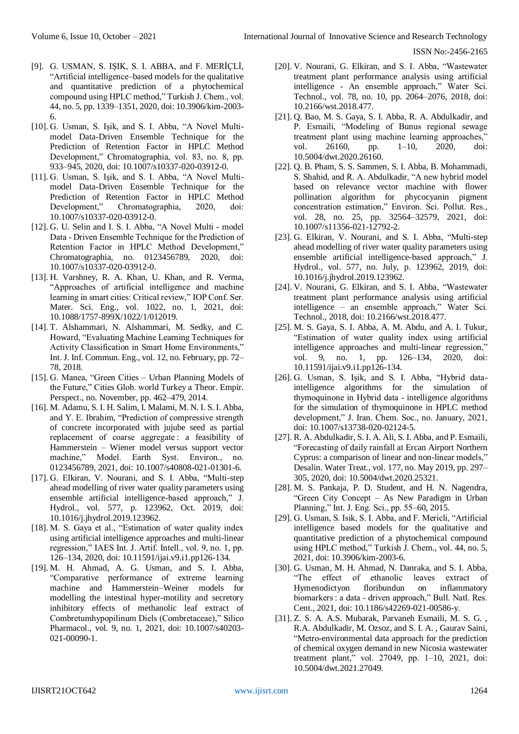[9]. G. USMAN, S. IŞIK, S. I. ABBA, and F. MERİÇLİ, "Artificial intelligence–based models for the qualitative and quantitative prediction of a phytochemical compound using HPLC method," Turkish J. Chem., vol. 44, no. 5, pp. 1339–1351, 2020, doi: 10.3906/kim-2003-6.

[10]. G. Usman, S. Işik, and S. I. Abba, "A Novel Multi-model Data-Driven Ensemble Technique for the Prediction of Retention Factor in HPLC Method Development," Chromatographia, vol. 83, no. 8, pp. 933–945, 2020, doi: 10.1007/s10337-020-03912-0.

[11]. G. Usman, S. Işik, and S. I. Abba, "A Novel Multi-model Data-Driven Ensemble Technique for the Prediction of Retention Factor in HPLC Method Development," Chromatographia, 2020, doi: 10.1007/s10337-020-03912-0.

[12]. G. U. Selin and I. S. I. Abba, "A Novel Multi - model Data - Driven Ensemble Technique for the Prediction of Retention Factor in HPLC Method Development," Chromatographia, no. 0123456789, 2020, doi: 10.1007/s10337-020-03912-0.

[13]. H. Varshney, R. A. Khan, U. Khan, and R. Verma, "Approaches of artificial intelligence and machine learning in smart cities: Critical review," IOP Conf. Ser. Mater. Sci. Eng., vol. 1022, no. 1, 2021, doi: 10.1088/1757-899X/1022/1/012019.

[14]. T. Alshammari, N. Alshammari, M. Sedky, and C. Howard, "Evaluating Machine Learning Techniques for Activity Classification in Smart Home Environments," Int. J. Inf. Commun. Eng., vol. 12, no. February, pp. 72–78, 2018.

[15]. G. Manea, "Green Cities – Urban Planning Models of the Future," Cities Glob. world Turkey a Theor. Empir. Perspect., no. November, pp. 462–479, 2014.

[16]. M. Adamu, S. I. H. Salim, I. Malami, M. N. I. S. I. Abba, and Y. E. Ibrahim, "Prediction of compressive strength of concrete incorporated with jujube seed as partial replacement of coarse aggregate : a feasibility of Hammerstein – Wiener model versus support vector machine," Model. Earth Syst. Environ., no. 0123456789, 2021, doi: 10.1007/s40808-021-01301-6.

[17]. G. Elkiran, V. Nourani, and S. I. Abba, "Multi-step ahead modelling of river water quality parameters using ensemble artificial intelligence-based approach," J. Hydrol., vol. 577, p. 123962, Oct. 2019, doi: 10.1016/j.jhydrol.2019.123962.

[18]. M. S. Gaya et al., "Estimation of water quality index using artificial intelligence approaches and multi-linear regression," IAES Int. J. Artif. Intell., vol. 9, no. 1, pp. 126–134, 2020, doi: 10.11591/ijai.v9.i1.pp126-134.

[19]. M. H. Ahmad, A. G. Usman, and S. I. Abba, "Comparative performance of extreme learning machine and Hammerstein–Weiner models for modelling the intestinal hyper-motility and secretory inhibitory effects of methanolic leaf extract of Combretumhypopilinum Diels (Combretaceae)," Silico Pharmacol., vol. 9, no. 1, 2021, doi: 10.1007/s40203-021-00090-1.

[20]. V. Nourani, G. Elkiran, and S. I. Abba, "Wastewater treatment plant performance analysis using artificial intelligence - An ensemble approach," Water Sci. Technol., vol. 78, no. 10, pp. 2064–2076, 2018, doi: 10.2166/wst.2018.477.

[21]. Q. Bao, M. S. Gaya, S. I. Abba, R. A. Abdulkadir, and P. Esmaili, "Modeling of Bunus regional sewage treatment plant using machine learning approaches," vol. 26160, pp. 1–10, 2020, doi: 10.5004/dwt.2020.26160.

[22]. Q. B. Pham, S. S. Sammen, S. I. Abba, B. Mohammadi, S. Shahid, and R. A. Abdulkadir, "A new hybrid model based on relevance vector machine with flower pollination algorithm for phycocyanin pigment concentration estimation," Environ. Sci. Pollut. Res., vol. 28, no. 25, pp. 32564–32579, 2021, doi: 10.1007/s11356-021-12792-2.

[23]. G. Elkiran, V. Nourani, and S. I. Abba, "Multi-step ahead modelling of river water quality parameters using ensemble artificial intelligence-based approach," J. Hydrol., vol. 577, no. July, p. 123962, 2019, doi: 10.1016/j.jhydrol.2019.123962.

[24]. V. Nourani, G. Elkiran, and S. I. Abba, "Wastewater treatment plant performance analysis using artificial intelligence – an ensemble approach," Water Sci. Technol., 2018, doi: 10.2166/wst.2018.477.

[25]. M. S. Gaya, S. I. Abba, A. M. Abdu, and A. I. Tukur, "Estimation of water quality index using artificial intelligence approaches and multi-linear regression," vol. 9, no. 1, pp. 126–134, 2020, doi: 10.11591/ijai.v9.i1.pp126-134.

[26]. G. Usman, S. Işik, and S. I. Abba, "Hybrid data-intelligence algorithms for the simulation of thymoquinone in Hybrid data - intelligence algorithms for the simulation of thymoquinone in HPLC method development," J. Iran. Chem. Soc., no. January, 2021, doi: 10.1007/s13738-020-02124-5.

[27]. R. A. Abdulkadir, S. I. A. Ali, S. I. Abba, and P. Esmaili, "Forecasting of daily rainfall at Ercan Airport Northern Cyprus: a comparison of linear and non-linear models," Desalin. Water Treat., vol. 177, no. May 2019, pp. 297–305, 2020, doi: 10.5004/dwt.2020.25321.

[28]. M. S. Pankaja, P. D. Student, and H. N. Nagendra, "Green City Concept – As New Paradigm in Urban Planning," Int. J. Eng. Sci., pp. 55–60, 2015.

[29]. G. Usman, S. Isik, S. I. Abba, and F. Mericli, "Artificial intelligence based models for the qualitative and quantitative prediction of a phytochemical compound using HPLC method," Turkish J. Chem., vol. 44, no. 5, 2021, doi: 10.3906/kim-2003-6.

[30]. G. Usman, M. H. Ahmad, N. Danraka, and S. I. Abba, "The effect of ethanolic leaves extract of Hymenodictyon floribundun on inflammatory biomarkers : a data - driven approach," Bull. Natl. Res. Cent., 2021, doi: 10.1186/s42269-021-00586-y.

[31]. Z. S. A. A.S. Mubarak, Parvaneh Esmaili, M. S. G. , R.A. Abdulkadir, M. Ozsoz, and S. I. A. , Gaurav Saini, "Metro-environmental data approach for the prediction of chemical oxygen demand in new Nicosia wastewater treatment plant," vol. 27049, pp. 1–10, 2021, doi: 10.5004/dwt.2021.27049.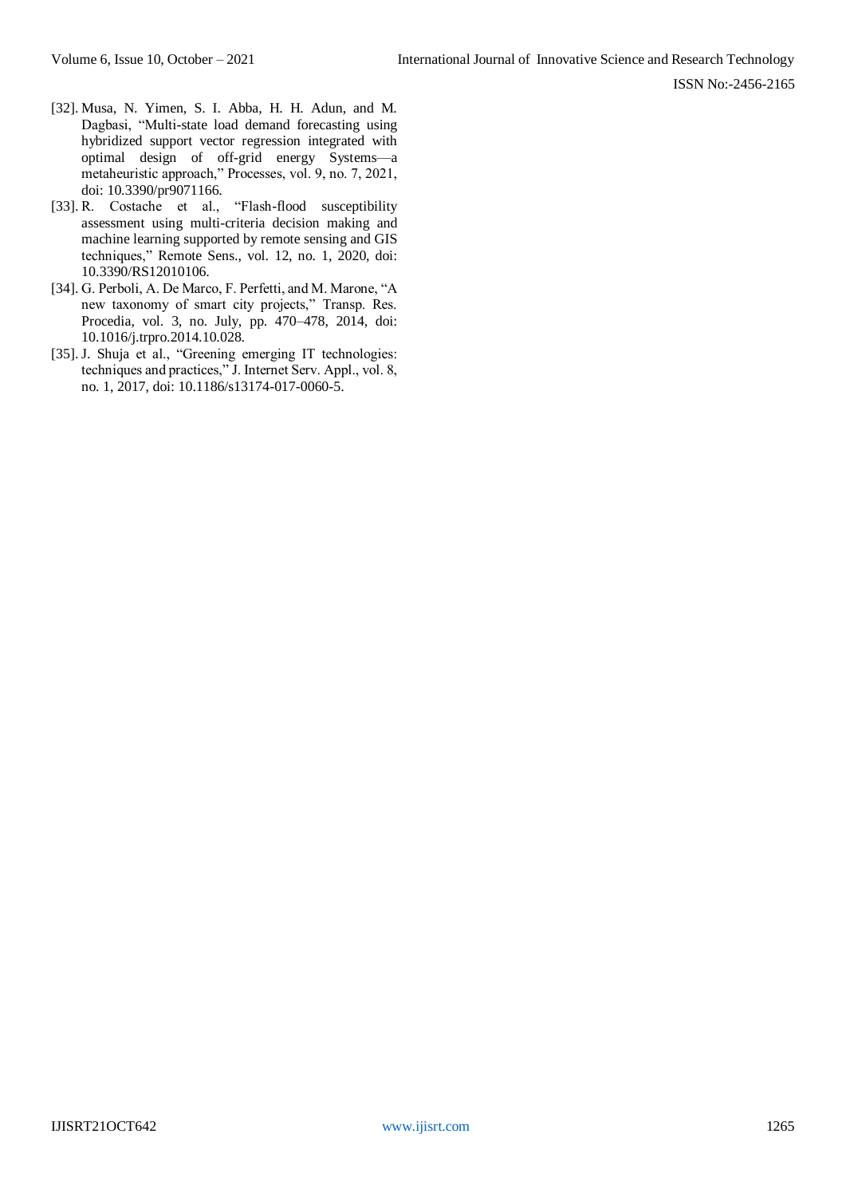[32]. Musa, N. Yimen, S. I. Abba, H. H. Adun, and M. Dagbasi, “Multi-state load demand forecasting using hybridized support vector regression integrated with optimal design of off-grid energy Systems—a metaheuristic approach,” Processes, vol. 9, no. 7, 2021, doi: 10.3390/pr9071166.

[33]. R. Costache et al., “Flash-flood susceptibility assessment using multi-criteria decision making and machine learning supported by remote sensing and GIS techniques,” Remote Sens., vol. 12, no. 1, 2020, doi: 10.3390/RS12010106.

[34]. G. Perboli, A. De Marco, F. Perfetti, and M. Marone, “A new taxonomy of smart city projects,” Transp. Res. Procedia, vol. 3, no. July, pp. 470–478, 2014, doi: 10.1016/j.trpro.2014.10.028.

[35]. J. Shuja et al., “Greening emerging IT technologies: techniques and practices,” J. Internet Serv. Appl., vol. 8, no. 1, 2017, doi: 10.1186/s13174-017-0060-5.